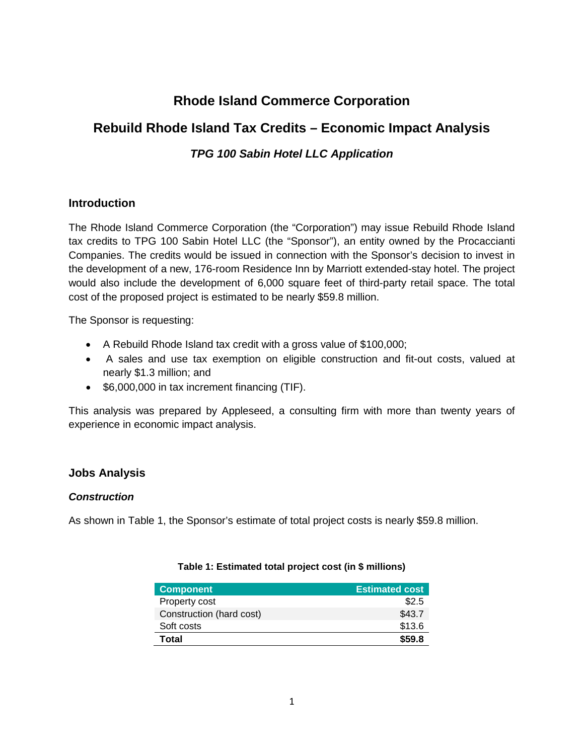# Rhode Island Commerce Corporation

# Rebuild Rhode Island Tax Credits – Economic Impact Analysis

### *TPG 100 Sabin Hotel LLC Application*

## Introduction

The Rhode Island Commerce Corporation (the "Corporation") may issue Rebuild Rhode Island tax credits to TPG 100 Sabin Hotel LLC (the "Sponsor"), an entity owned by the Procaccianti Companies. The credits would be issued in connection with the Sponsor's decision to invest in the development of a new, 176-room Residence Inn by Marriott extended-stay hotel. The project would also include the development of 6,000 square feet of third-party retail space. The total cost of the proposed project is estimated to be nearly $59.8 million.

The Sponsor is requesting:

- A Rebuild Rhode Island tax credit with a gross value of $100,000;
- A sales and use tax exemption on eligible construction and fit-out costs, valued at nearly $1.3 million; and
- $6,000,000 in tax increment financing (TIF).

This analysis was prepared by Appleseed, a consulting firm with more than twenty years of experience in economic impact analysis.

## Jobs Analysis

### *Construction*

As shown in Table 1, the Sponsor's estimate of total project costs is nearly $59.8 million.

**Table 1: Estimated total project cost (in $ millions)**

| Component | Estimated cost |
| --- | ---: |
| Property cost | $2.5 |
| Construction (hard cost) | $43.7 |
| Soft costs | $13.6 |
| **Total** | **$59.8** |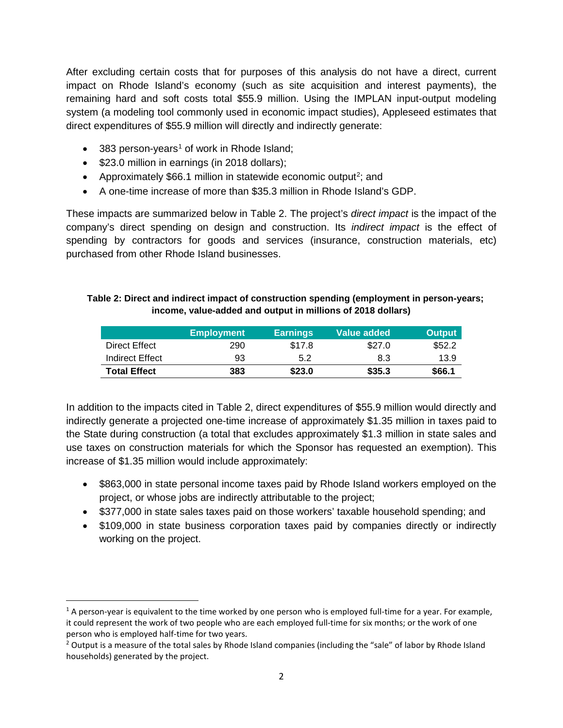After excluding certain costs that for purposes of this analysis do not have a direct, current impact on Rhode Island's economy (such as site acquisition and interest payments), the remaining hard and soft costs total $55.9 million. Using the IMPLAN input-output modeling system (a modeling tool commonly used in economic impact studies), Appleseed estimates that direct expenditures of $55.9 million will directly and indirectly generate:

- 383 person-years[1] of work in Rhode Island;
- $23.0 million in earnings (in 2018 dollars);
- Approximately $66.1 million in statewide economic output[2]; and
- A one-time increase of more than $35.3 million in Rhode Island's GDP.

These impacts are summarized below in Table 2. The project's *direct impact* is the impact of the company's direct spending on design and construction. Its *indirect impact* is the effect of spending by contractors for goods and services (insurance, construction materials, etc) purchased from other Rhode Island businesses.

**Table 2: Direct and indirect impact of construction spending (employment in person-years; income, value-added and output in millions of 2018 dollars)**

| | Employment | Earnings | Value added | Output |
|---|---|---|---|---|
| Direct Effect | 290 | $17.8 | $27.0 | $52.2 |
| Indirect Effect | 93 | 5.2 | 8.3 | 13.9 |
| **Total Effect** | **383** | **$23.0** | **$35.3** | **$66.1** |

In addition to the impacts cited in Table 2, direct expenditures of $55.9 million would directly and indirectly generate a projected one-time increase of approximately $1.35 million in taxes paid to the State during construction (a total that excludes approximately $1.3 million in state sales and use taxes on construction materials for which the Sponsor has requested an exemption). This increase of $1.35 million would include approximately:

- $863,000 in state personal income taxes paid by Rhode Island workers employed on the project, or whose jobs are indirectly attributable to the project;
- $377,000 in state sales taxes paid on those workers' taxable household spending; and
- $109,000 in state business corporation taxes paid by companies directly or indirectly working on the project.

[1] A person-year is equivalent to the time worked by one person who is employed full-time for a year. For example, it could represent the work of two people who are each employed full-time for six months; or the work of one person who is employed half-time for two years.

[2] Output is a measure of the total sales by Rhode Island companies (including the "sale" of labor by Rhode Island households) generated by the project.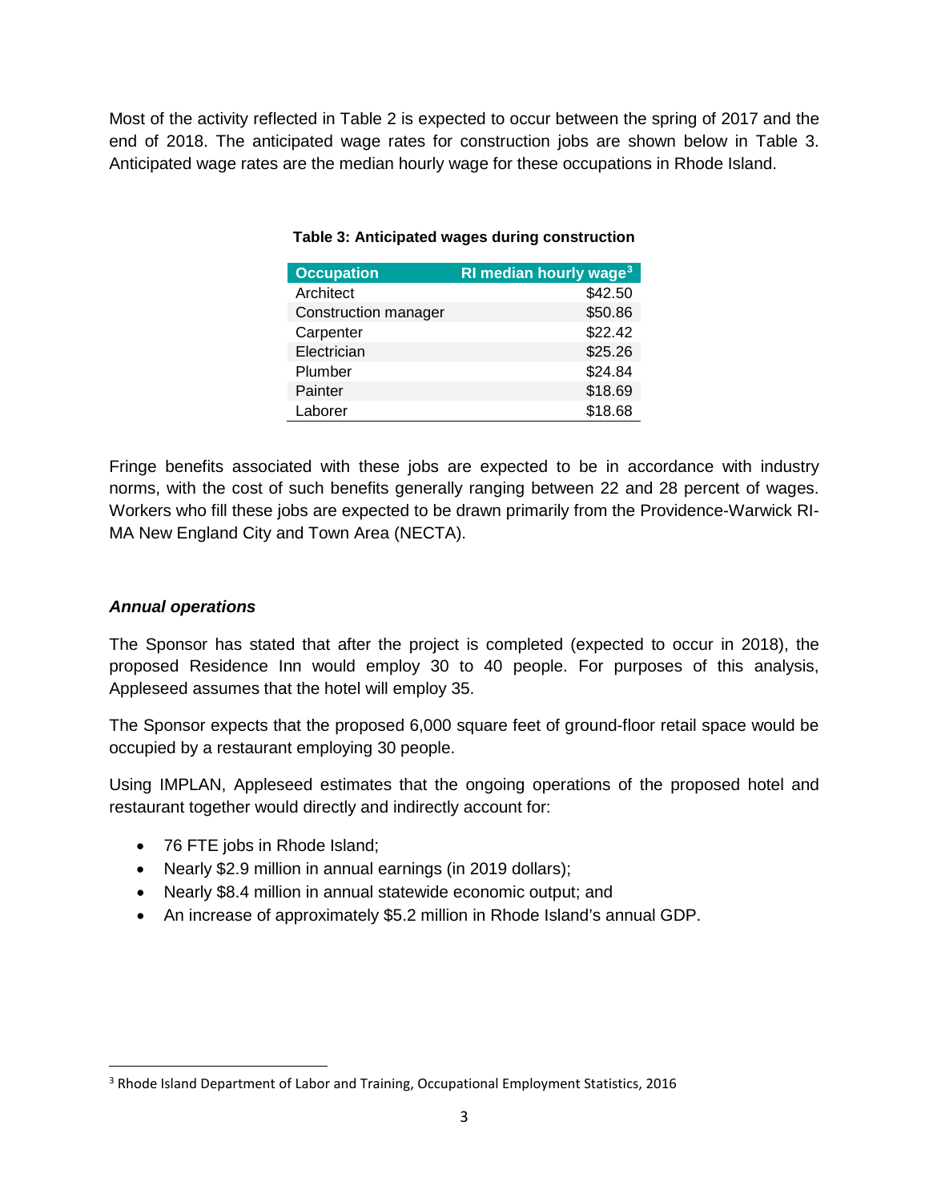Most of the activity reflected in Table 2 is expected to occur between the spring of 2017 and the end of 2018. The anticipated wage rates for construction jobs are shown below in Table 3. Anticipated wage rates are the median hourly wage for these occupations in Rhode Island.

**Table 3: Anticipated wages during construction**

| Occupation | RI median hourly wage[3] |
|---|---:|
| Architect | $42.50 |
| Construction manager | $50.86 |
| Carpenter | $22.42 |
| Electrician | $25.26 |
| Plumber | $24.84 |
| Painter | $18.69 |
| Laborer | $18.68 |

Fringe benefits associated with these jobs are expected to be in accordance with industry norms, with the cost of such benefits generally ranging between 22 and 28 percent of wages. Workers who fill these jobs are expected to be drawn primarily from the Providence-Warwick RI-MA New England City and Town Area (NECTA).

### *Annual operations*

The Sponsor has stated that after the project is completed (expected to occur in 2018), the proposed Residence Inn would employ 30 to 40 people. For purposes of this analysis, Appleseed assumes that the hotel will employ 35.

The Sponsor expects that the proposed 6,000 square feet of ground-floor retail space would be occupied by a restaurant employing 30 people.

Using IMPLAN, Appleseed estimates that the ongoing operations of the proposed hotel and restaurant together would directly and indirectly account for:

- 76 FTE jobs in Rhode Island;
- Nearly $2.9 million in annual earnings (in 2019 dollars);
- Nearly $8.4 million in annual statewide economic output; and
- An increase of approximately $5.2 million in Rhode Island's annual GDP.

[3] Rhode Island Department of Labor and Training, Occupational Employment Statistics, 2016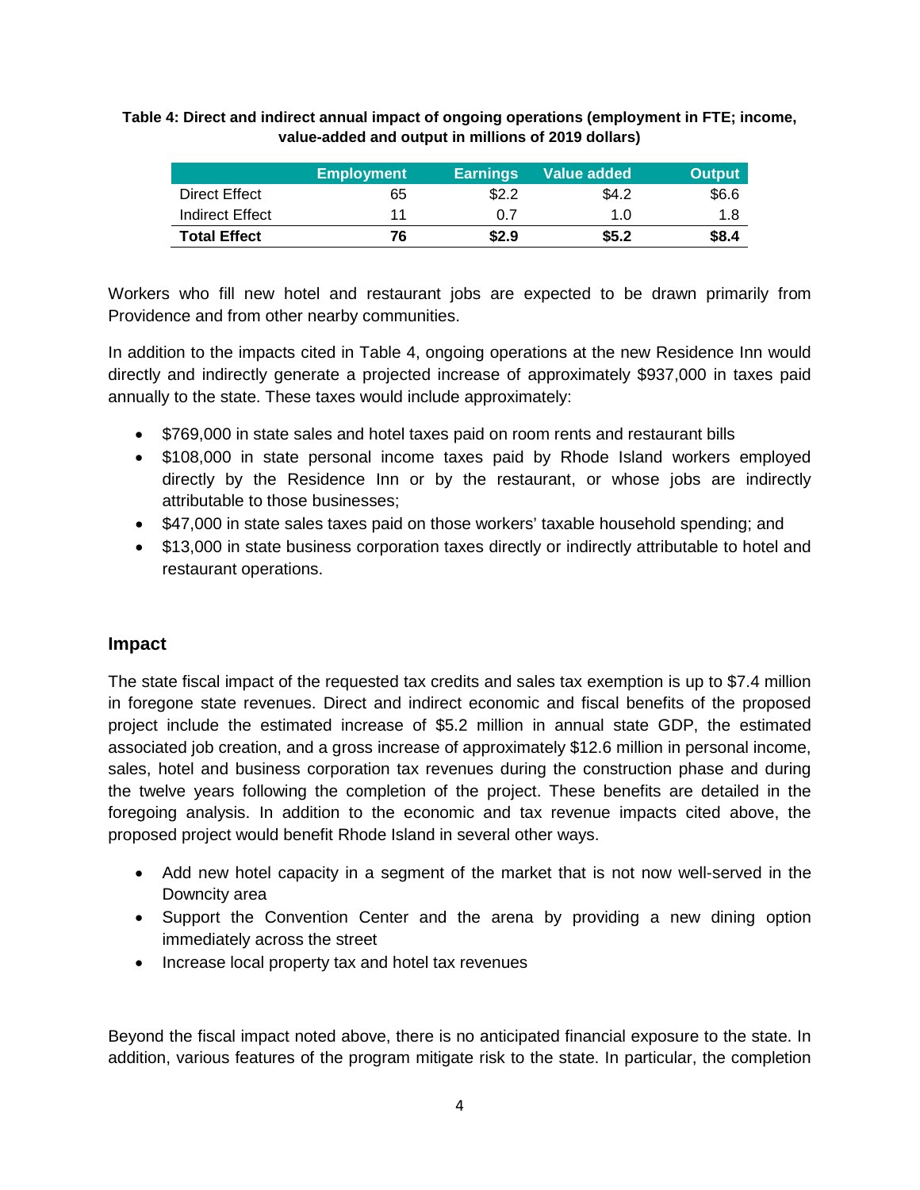**Table 4: Direct and indirect annual impact of ongoing operations (employment in FTE; income, value-added and output in millions of 2019 dollars)**

| | Employment | Earnings | Value added | Output |
|---|---|---|---|---|
| Direct Effect | 65 | $2.2 | $4.2 | $6.6 |
| Indirect Effect | 11 | 0.7 | 1.0 | 1.8 |
| **Total Effect** | **76** | **$2.9** | **$5.2** | **$8.4** |

Workers who fill new hotel and restaurant jobs are expected to be drawn primarily from Providence and from other nearby communities.

In addition to the impacts cited in Table 4, ongoing operations at the new Residence Inn would directly and indirectly generate a projected increase of approximately $937,000 in taxes paid annually to the state. These taxes would include approximately:

- $769,000 in state sales and hotel taxes paid on room rents and restaurant bills
- $108,000 in state personal income taxes paid by Rhode Island workers employed directly by the Residence Inn or by the restaurant, or whose jobs are indirectly attributable to those businesses;
- $47,000 in state sales taxes paid on those workers' taxable household spending; and
- $13,000 in state business corporation taxes directly or indirectly attributable to hotel and restaurant operations.

## Impact

The state fiscal impact of the requested tax credits and sales tax exemption is up to $7.4 million in foregone state revenues. Direct and indirect economic and fiscal benefits of the proposed project include the estimated increase of $5.2 million in annual state GDP, the estimated associated job creation, and a gross increase of approximately $12.6 million in personal income, sales, hotel and business corporation tax revenues during the construction phase and during the twelve years following the completion of the project. These benefits are detailed in the foregoing analysis. In addition to the economic and tax revenue impacts cited above, the proposed project would benefit Rhode Island in several other ways.

- Add new hotel capacity in a segment of the market that is not now well-served in the Downcity area
- Support the Convention Center and the arena by providing a new dining option immediately across the street
- Increase local property tax and hotel tax revenues

Beyond the fiscal impact noted above, there is no anticipated financial exposure to the state. In addition, various features of the program mitigate risk to the state. In particular, the completion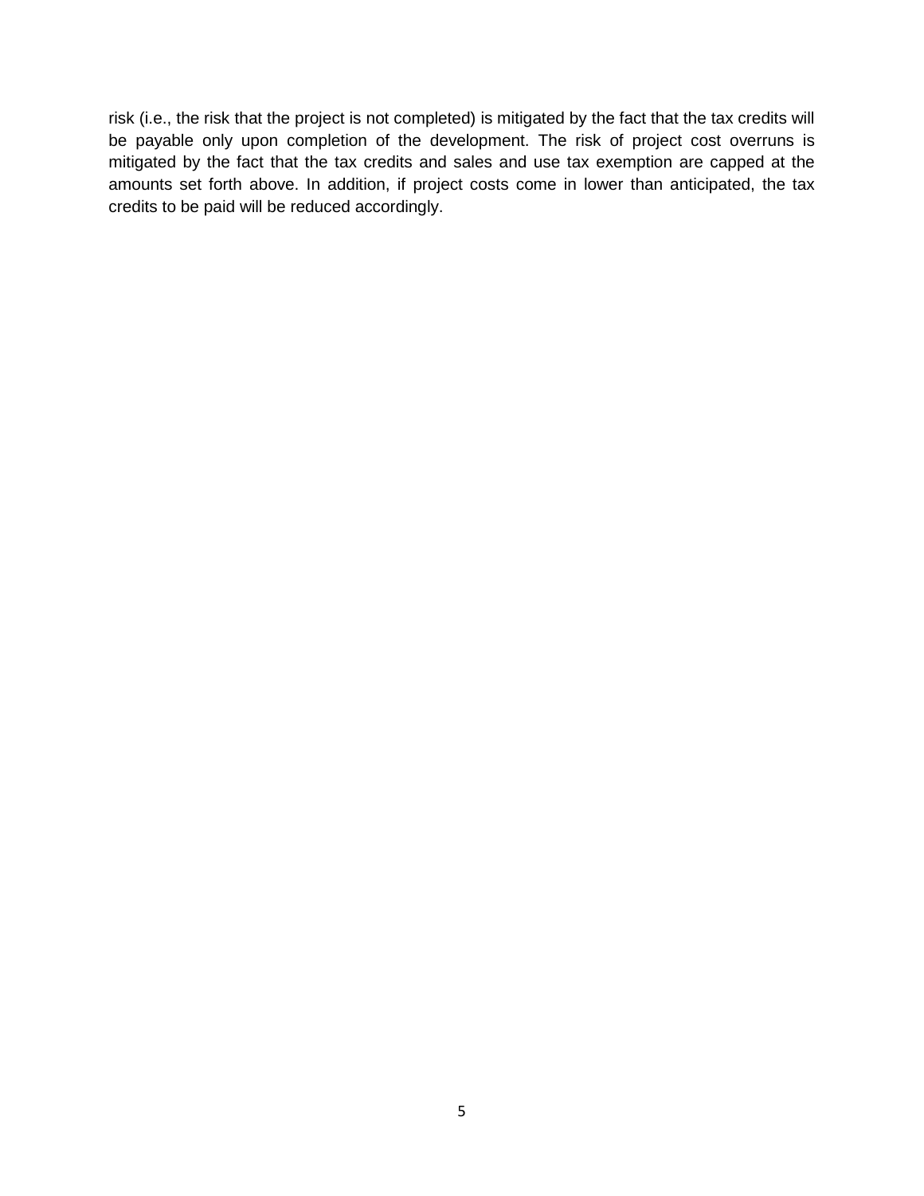risk (i.e., the risk that the project is not completed) is mitigated by the fact that the tax credits will be payable only upon completion of the development. The risk of project cost overruns is mitigated by the fact that the tax credits and sales and use tax exemption are capped at the amounts set forth above. In addition, if project costs come in lower than anticipated, the tax credits to be paid will be reduced accordingly.